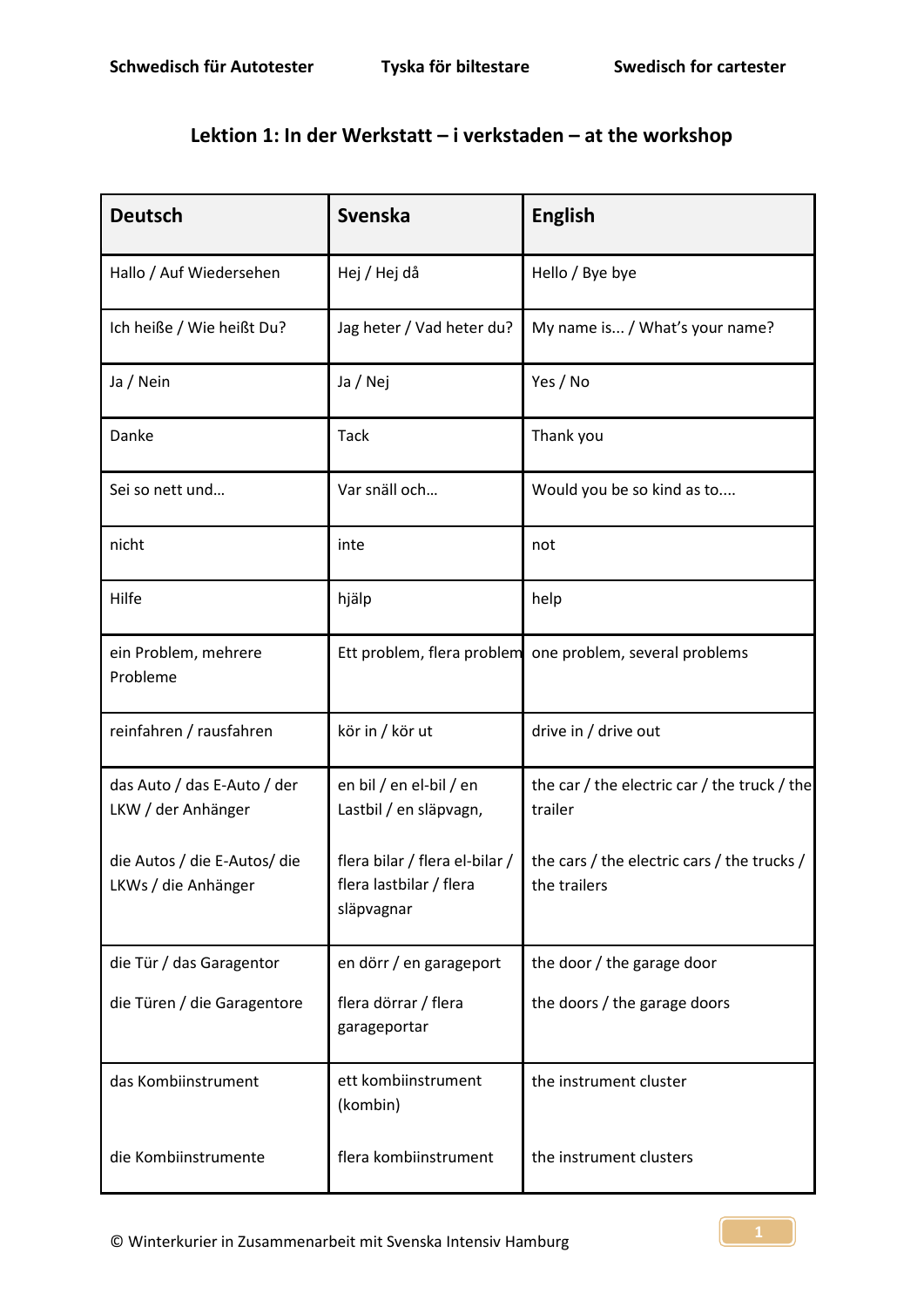# Lektion 1: In der Werkstatt – i verkstaden – at the workshop

| Deutsch | Svenska | English |
|---|---|---|
| Hallo / Auf Wiedersehen | Hej / Hej då | Hello / Bye bye |
| Ich heiße / Wie heißt Du? | Jag heter / Vad heter du? | My name is... / What's your name? |
| Ja / Nein | Ja / Nej | Yes / No |
| Danke | Tack | Thank you |
| Sei so nett und... | Var snäll och... | Would you be so kind as to.... |
| nicht | inte | not |
| Hilfe | hjälp | help |
| ein Problem, mehrere Probleme | Ett problem, flera problem | one problem, several problems |
| reinfahren / rausfahren | kör in / kör ut | drive in / drive out |
| das Auto / das E-Auto / der LKW / der Anhänger<br><br>die Autos / die E-Autos/ die LKWs / die Anhänger | en bil / en el-bil / en Lastbil / en släpvagn,<br><br>flera bilar / flera el-bilar / flera lastbilar / flera släpvagnar | the car / the electric car / the truck / the trailer<br><br>the cars / the electric cars / the trucks / the trailers |
| die Tür / das Garagentor<br><br>die Türen / die Garagentore | en dörr / en garageport<br><br>flera dörrar / flera garageportar | the door / the garage door<br><br>the doors / the garage doors |
| das Kombiinstrument<br><br>die Kombiinstrumente | ett kombiinstrument (kombin)<br><br>flera kombiinstrument | the instrument cluster<br><br>the instrument clusters |

© Winterkurier in Zusammenarbeit mit Svenska Intensiv Hamburg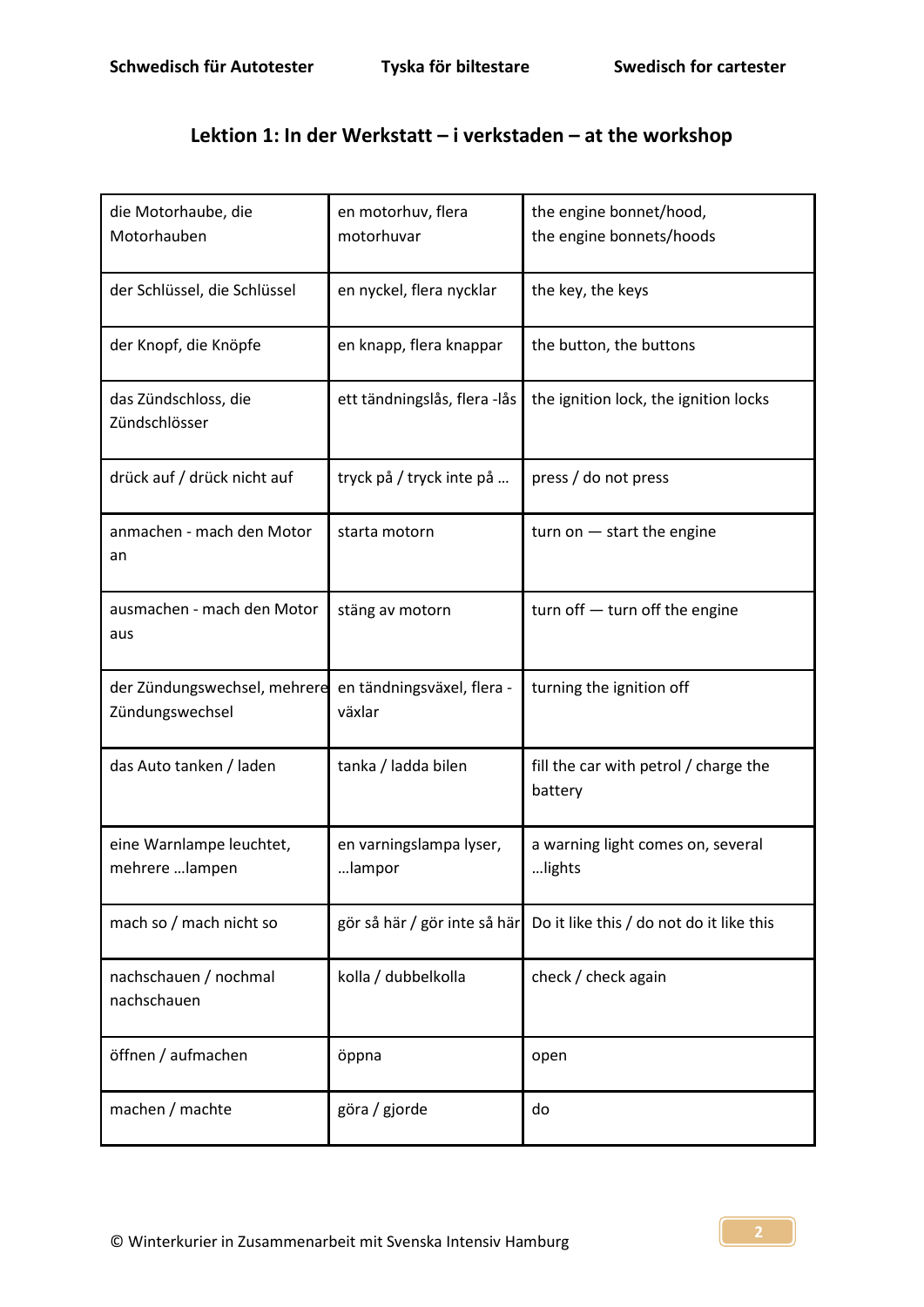## Lektion 1: In der Werkstatt – i verkstaden – at the workshop

| | | |
|---|---|---|
| die Motorhaube, die Motorhauben | en motorhuv, flera motorhuvar | the engine bonnet/hood, the engine bonnets/hoods |
| der Schlüssel, die Schlüssel | en nyckel, flera nycklar | the key, the keys |
| der Knopf, die Knöpfe | en knapp, flera knappar | the button, the buttons |
| das Zündschloss, die Zündschlösser | ett tändningslås, flera -lås | the ignition lock, the ignition locks |
| drück auf / drück nicht auf | tryck på / tryck inte på … | press / do not press |
| anmachen - mach den Motor an | starta motorn | turn on — start the engine |
| ausmachen - mach den Motor aus | stäng av motorn | turn off — turn off the engine |
| der Zündungswechsel, mehrere Zündungswechsel | en tändningsväxel, flera -växlar | turning the ignition off |
| das Auto tanken / laden | tanka / ladda bilen | fill the car with petrol / charge the battery |
| eine Warnlampe leuchtet, mehrere …lampen | en varningslampa lyser, …lampor | a warning light comes on, several …lights |
| mach so / mach nicht so | gör så här / gör inte så här | Do it like this / do not do it like this |
| nachschauen / nochmal nachschauen | kolla / dubbelkolla | check / check again |
| öffnen / aufmachen | öppna | open |
| machen / machte | göra / gjorde | do |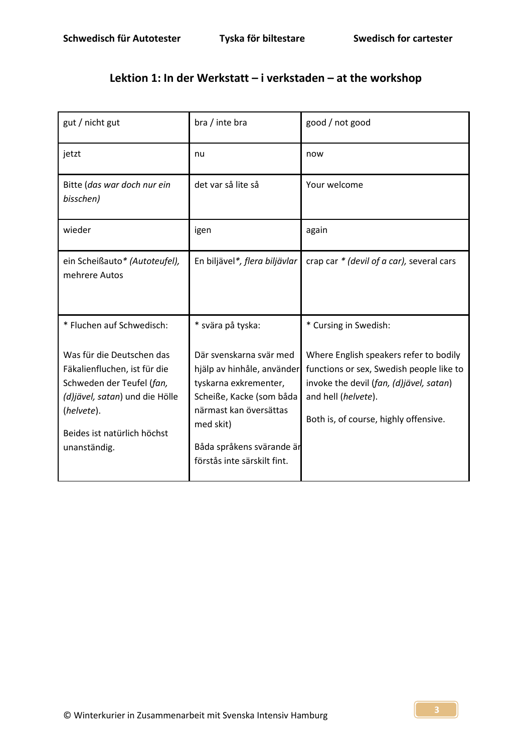| Schwedisch für Autotester | Tyska för biltestare | Swedisch for cartester |
|---|---|---|

## Lektion 1: In der Werkstatt – i verkstaden – at the workshop

| | | |
|---|---|---|
| gut / nicht gut | bra / inte bra | good / not good |
| jetzt | nu | now |
| Bitte (*das war doch nur ein bisschen)* | det var så lite så | Your welcome |
| wieder | igen | again |
| ein Scheißauto* *(Autoteufel),* mehrere Autos | En biljävel*, *flera biljävlar* | crap car * *(devil of a car),* several cars |
| * Fluchen auf Schwedisch:<br><br>Was für die Deutschen das Fäkalienfluchen, ist für die Schweden der Teufel (*fan, (d)jävel, satan*) und die Hölle (*helvete*).<br><br>Beides ist natürlich höchst unanständig. | * svära på tyska:<br><br>Där svenskarna svär med hjälp av hinhåle, använder tyskarna exkrementer, Scheiße, Kacke (som båda närmast kan översättas med skit)<br><br>Båda språkens svärande är förstås inte särskilt fint. | * Cursing in Swedish:<br><br>Where English speakers refer to bodily functions or sex, Swedish people like to invoke the devil (*fan, (d)jävel, satan*) and hell (*helvete*).<br><br>Both is, of course, highly offensive. |

© Winterkurier in Zusammenarbeit mit Svenska Intensiv Hamburg